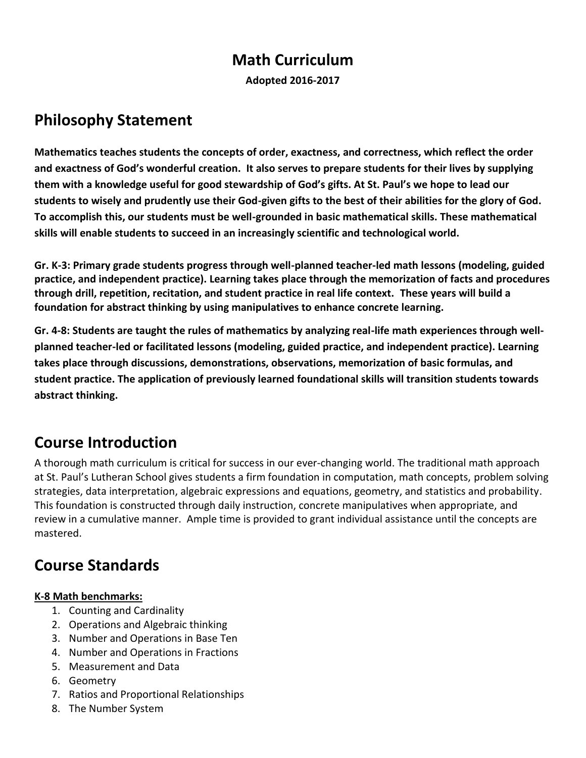# Math Curriculum

**Adopted 2016-2017**

## Philosophy Statement

**Mathematics teaches students the concepts of order, exactness, and correctness, which reflect the order and exactness of God's wonderful creation. It also serves to prepare students for their lives by supplying them with a knowledge useful for good stewardship of God's gifts. At St. Paul's we hope to lead our students to wisely and prudently use their God-given gifts to the best of their abilities for the glory of God. To accomplish this, our students must be well-grounded in basic mathematical skills. These mathematical skills will enable students to succeed in an increasingly scientific and technological world.**

**Gr. K-3: Primary grade students progress through well-planned teacher-led math lessons (modeling, guided practice, and independent practice). Learning takes place through the memorization of facts and procedures through drill, repetition, recitation, and student practice in real life context. These years will build a foundation for abstract thinking by using manipulatives to enhance concrete learning.**

**Gr. 4-8: Students are taught the rules of mathematics by analyzing real-life math experiences through well-planned teacher-led or facilitated lessons (modeling, guided practice, and independent practice). Learning takes place through discussions, demonstrations, observations, memorization of basic formulas, and student practice. The application of previously learned foundational skills will transition students towards abstract thinking.**

## Course Introduction

A thorough math curriculum is critical for success in our ever-changing world. The traditional math approach at St. Paul's Lutheran School gives students a firm foundation in computation, math concepts, problem solving strategies, data interpretation, algebraic expressions and equations, geometry, and statistics and probability. This foundation is constructed through daily instruction, concrete manipulatives when appropriate, and review in a cumulative manner. Ample time is provided to grant individual assistance until the concepts are mastered.

## Course Standards

**K-8 Math benchmarks:**

1. Counting and Cardinality
2. Operations and Algebraic thinking
3. Number and Operations in Base Ten
4. Number and Operations in Fractions
5. Measurement and Data
6. Geometry
7. Ratios and Proportional Relationships
8. The Number System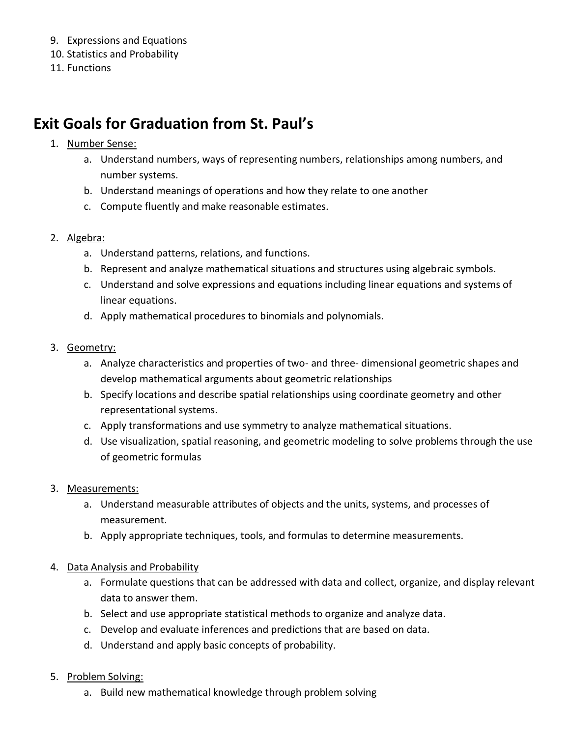9. Expressions and Equations
10. Statistics and Probability
11. Functions

## Exit Goals for Graduation from St. Paul's

1. Number Sense:
    a. Understand numbers, ways of representing numbers, relationships among numbers, and number systems.
    b. Understand meanings of operations and how they relate to one another
    c. Compute fluently and make reasonable estimates.

2. Algebra:
    a. Understand patterns, relations, and functions.
    b. Represent and analyze mathematical situations and structures using algebraic symbols.
    c. Understand and solve expressions and equations including linear equations and systems of linear equations.
    d. Apply mathematical procedures to binomials and polynomials.

3. Geometry:
    a. Analyze characteristics and properties of two- and three- dimensional geometric shapes and develop mathematical arguments about geometric relationships
    b. Specify locations and describe spatial relationships using coordinate geometry and other representational systems.
    c. Apply transformations and use symmetry to analyze mathematical situations.
    d. Use visualization, spatial reasoning, and geometric modeling to solve problems through the use of geometric formulas

3. Measurements:
    a. Understand measurable attributes of objects and the units, systems, and processes of measurement.
    b. Apply appropriate techniques, tools, and formulas to determine measurements.

4. Data Analysis and Probability
    a. Formulate questions that can be addressed with data and collect, organize, and display relevant data to answer them.
    b. Select and use appropriate statistical methods to organize and analyze data.
    c. Develop and evaluate inferences and predictions that are based on data.
    d. Understand and apply basic concepts of probability.

5. Problem Solving:
    a. Build new mathematical knowledge through problem solving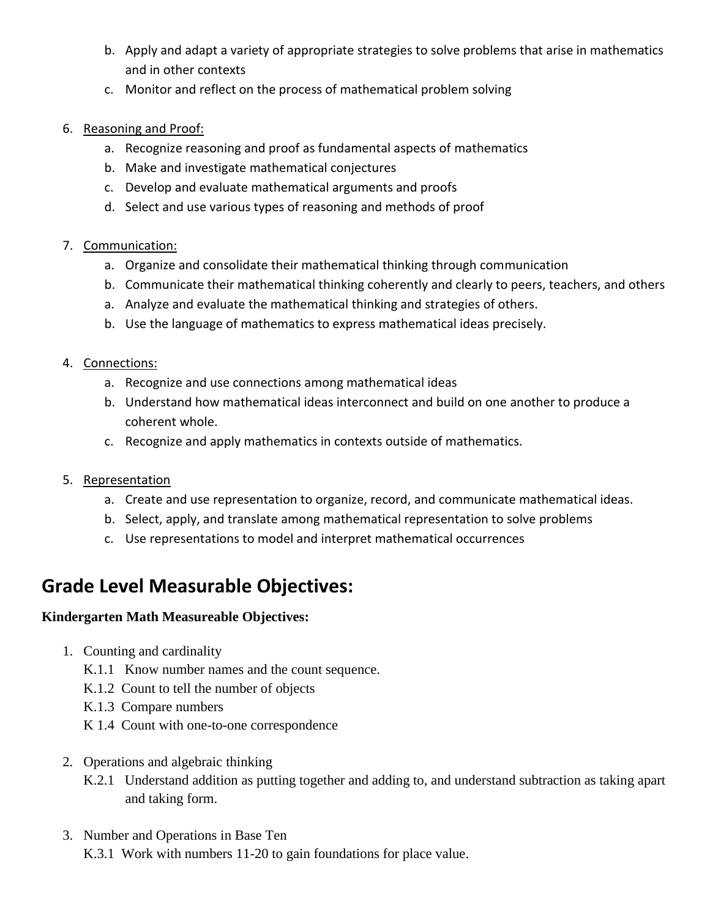b. Apply and adapt a variety of appropriate strategies to solve problems that arise in mathematics and in other contexts
c. Monitor and reflect on the process of mathematical problem solving

6. Reasoning and Proof:
    a. Recognize reasoning and proof as fundamental aspects of mathematics
    b. Make and investigate mathematical conjectures
    c. Develop and evaluate mathematical arguments and proofs
    d. Select and use various types of reasoning and methods of proof

7. Communication:
    a. Organize and consolidate their mathematical thinking through communication
    b. Communicate their mathematical thinking coherently and clearly to peers, teachers, and others
    a. Analyze and evaluate the mathematical thinking and strategies of others.
    b. Use the language of mathematics to express mathematical ideas precisely.

4. Connections:
    a. Recognize and use connections among mathematical ideas
    b. Understand how mathematical ideas interconnect and build on one another to produce a coherent whole.
    c. Recognize and apply mathematics in contexts outside of mathematics.

5. Representation
    a. Create and use representation to organize, record, and communicate mathematical ideas.
    b. Select, apply, and translate among mathematical representation to solve problems
    c. Use representations to model and interpret mathematical occurrences

# Grade Level Measurable Objectives:

**Kindergarten Math Measureable Objectives:**

1. Counting and cardinality
    K.1.1 Know number names and the count sequence.
    K.1.2 Count to tell the number of objects
    K.1.3 Compare numbers
    K 1.4 Count with one-to-one correspondence

2. Operations and algebraic thinking
    K.2.1 Understand addition as putting together and adding to, and understand subtraction as taking apart and taking form.

3. Number and Operations in Base Ten
    K.3.1 Work with numbers 11-20 to gain foundations for place value.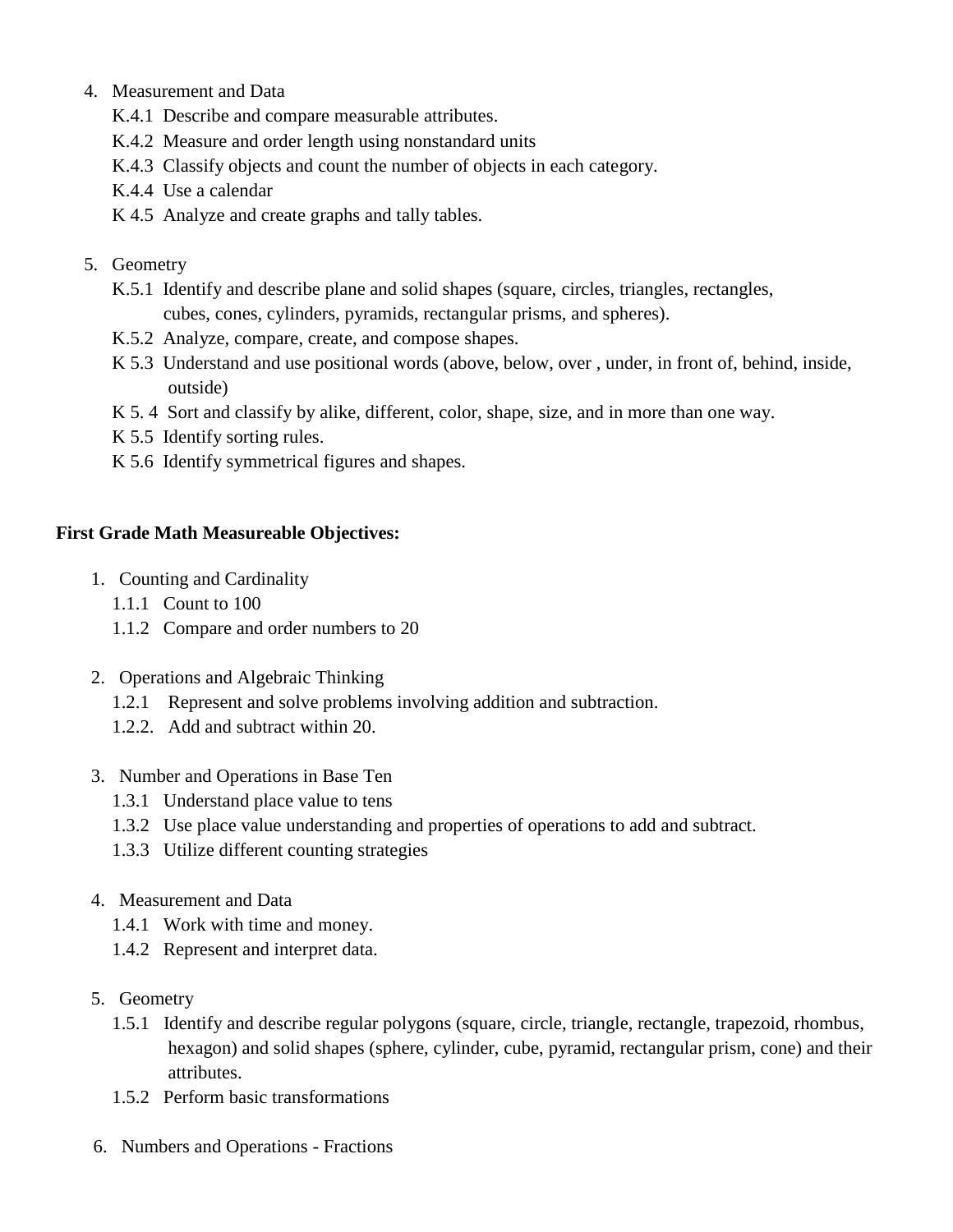4. Measurement and Data
   - K.4.1 Describe and compare measurable attributes.
   - K.4.2 Measure and order length using nonstandard units
   - K.4.3 Classify objects and count the number of objects in each category.
   - K.4.4 Use a calendar
   - K 4.5 Analyze and create graphs and tally tables.

5. Geometry
   - K.5.1 Identify and describe plane and solid shapes (square, circles, triangles, rectangles, cubes, cones, cylinders, pyramids, rectangular prisms, and spheres).
   - K.5.2 Analyze, compare, create, and compose shapes.
   - K 5.3 Understand and use positional words (above, below, over , under, in front of, behind, inside, outside)
   - K 5. 4 Sort and classify by alike, different, color, shape, size, and in more than one way.
   - K 5.5 Identify sorting rules.
   - K 5.6 Identify symmetrical figures and shapes.

**First Grade Math Measureable Objectives:**

1. Counting and Cardinality
   - 1.1.1 Count to 100
   - 1.1.2 Compare and order numbers to 20

2. Operations and Algebraic Thinking
   - 1.2.1 Represent and solve problems involving addition and subtraction.
   - 1.2.2. Add and subtract within 20.

3. Number and Operations in Base Ten
   - 1.3.1 Understand place value to tens
   - 1.3.2 Use place value understanding and properties of operations to add and subtract.
   - 1.3.3 Utilize different counting strategies

4. Measurement and Data
   - 1.4.1 Work with time and money.
   - 1.4.2 Represent and interpret data.

5. Geometry
   - 1.5.1 Identify and describe regular polygons (square, circle, triangle, rectangle, trapezoid, rhombus, hexagon) and solid shapes (sphere, cylinder, cube, pyramid, rectangular prism, cone) and their attributes.
   - 1.5.2 Perform basic transformations

6. Numbers and Operations - Fractions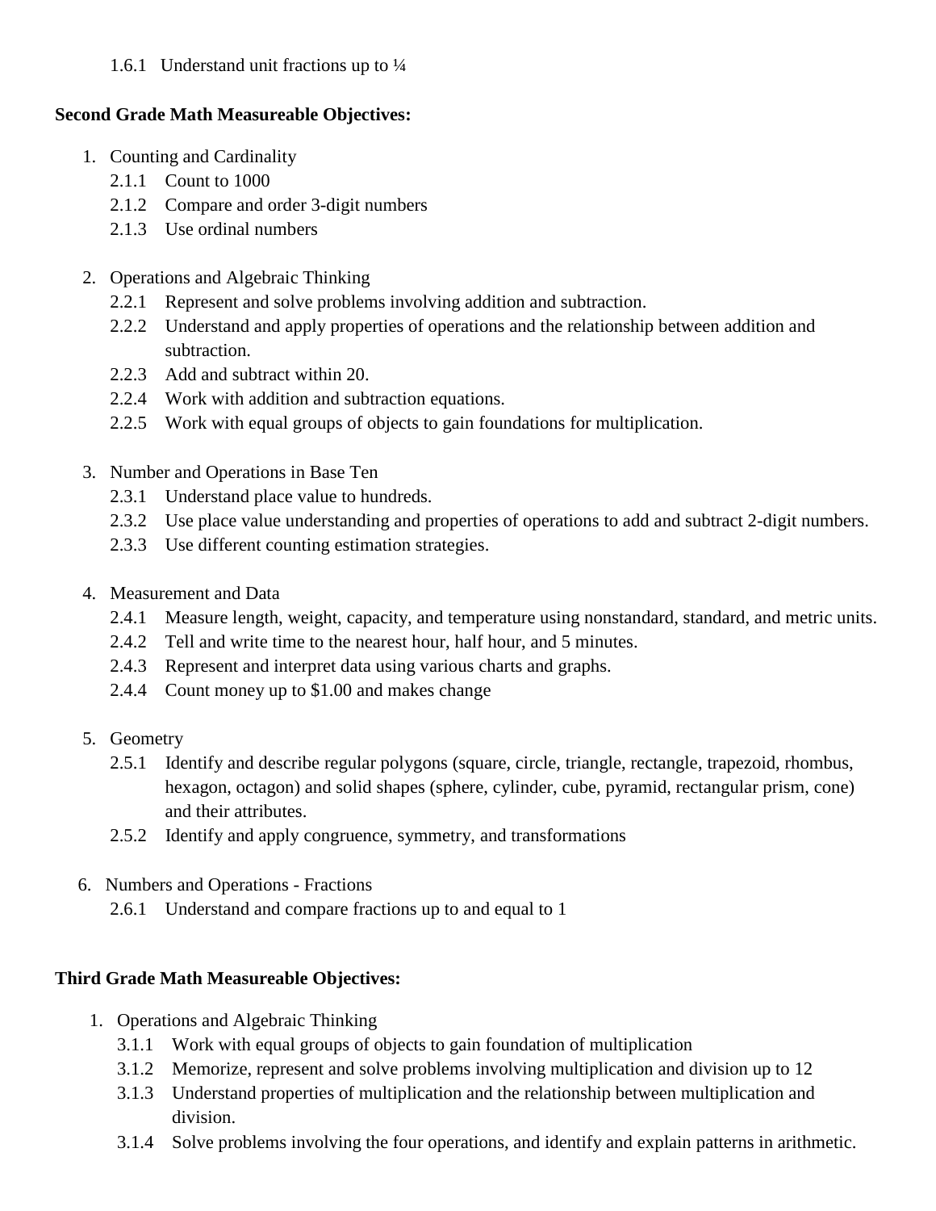1.6.1 Understand unit fractions up to ¼

**Second Grade Math Measureable Objectives:**

1. Counting and Cardinality
   - 2.1.1 Count to 1000
   - 2.1.2 Compare and order 3-digit numbers
   - 2.1.3 Use ordinal numbers

2. Operations and Algebraic Thinking
   - 2.2.1 Represent and solve problems involving addition and subtraction.
   - 2.2.2 Understand and apply properties of operations and the relationship between addition and subtraction.
   - 2.2.3 Add and subtract within 20.
   - 2.2.4 Work with addition and subtraction equations.
   - 2.2.5 Work with equal groups of objects to gain foundations for multiplication.

3. Number and Operations in Base Ten
   - 2.3.1 Understand place value to hundreds.
   - 2.3.2 Use place value understanding and properties of operations to add and subtract 2-digit numbers.
   - 2.3.3 Use different counting estimation strategies.

4. Measurement and Data
   - 2.4.1 Measure length, weight, capacity, and temperature using nonstandard, standard, and metric units.
   - 2.4.2 Tell and write time to the nearest hour, half hour, and 5 minutes.
   - 2.4.3 Represent and interpret data using various charts and graphs.
   - 2.4.4 Count money up to $1.00 and makes change

5. Geometry
   - 2.5.1 Identify and describe regular polygons (square, circle, triangle, rectangle, trapezoid, rhombus, hexagon, octagon) and solid shapes (sphere, cylinder, cube, pyramid, rectangular prism, cone) and their attributes.
   - 2.5.2 Identify and apply congruence, symmetry, and transformations

6. Numbers and Operations - Fractions
   - 2.6.1 Understand and compare fractions up to and equal to 1

**Third Grade Math Measureable Objectives:**

1. Operations and Algebraic Thinking
   - 3.1.1 Work with equal groups of objects to gain foundation of multiplication
   - 3.1.2 Memorize, represent and solve problems involving multiplication and division up to 12
   - 3.1.3 Understand properties of multiplication and the relationship between multiplication and division.
   - 3.1.4 Solve problems involving the four operations, and identify and explain patterns in arithmetic.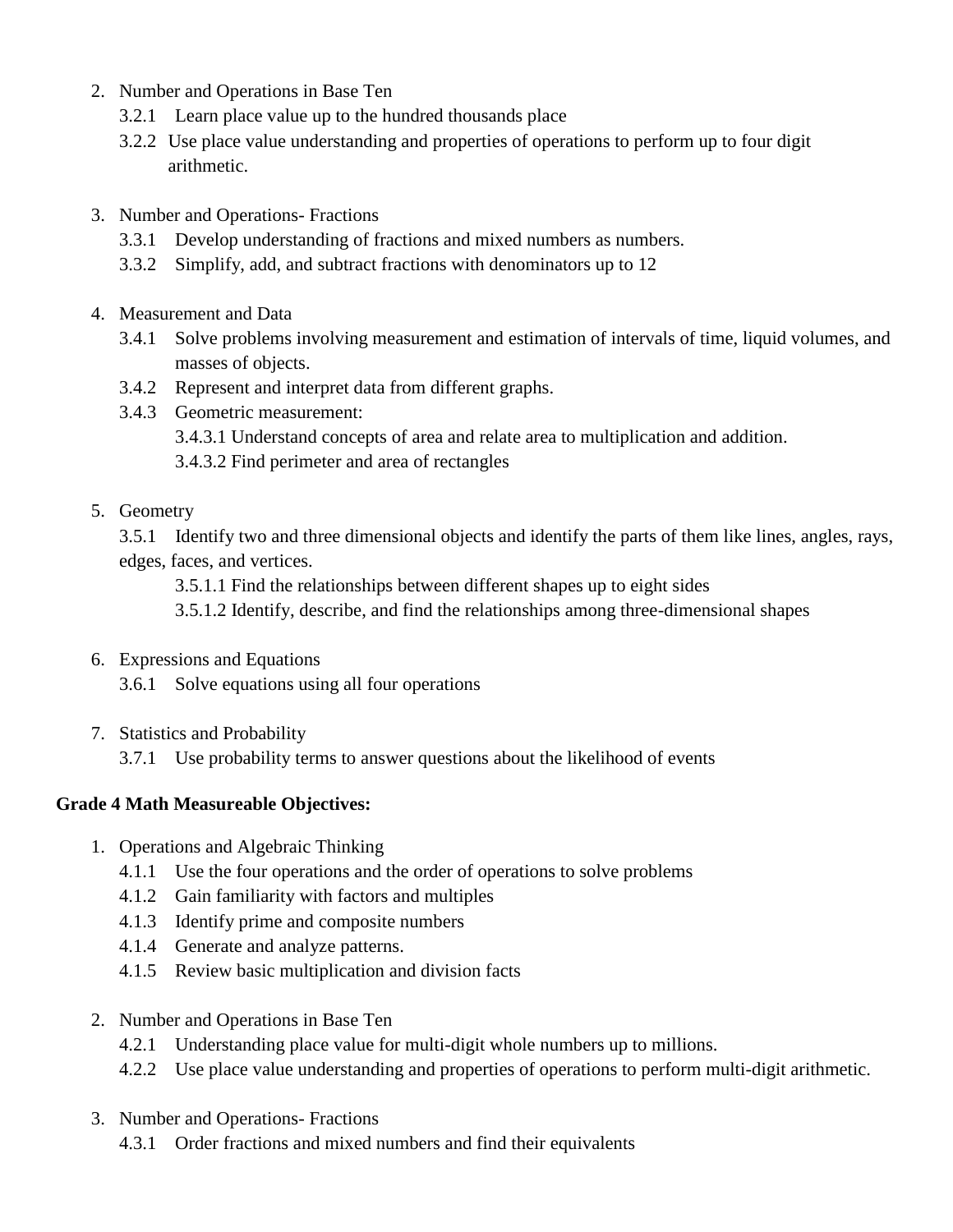2. Number and Operations in Base Ten
   - 3.2.1 Learn place value up to the hundred thousands place
   - 3.2.2 Use place value understanding and properties of operations to perform up to four digit arithmetic.

3. Number and Operations- Fractions
   - 3.3.1 Develop understanding of fractions and mixed numbers as numbers.
   - 3.3.2 Simplify, add, and subtract fractions with denominators up to 12

4. Measurement and Data
   - 3.4.1 Solve problems involving measurement and estimation of intervals of time, liquid volumes, and masses of objects.
   - 3.4.2 Represent and interpret data from different graphs.
   - 3.4.3 Geometric measurement:
     - 3.4.3.1 Understand concepts of area and relate area to multiplication and addition.
     - 3.4.3.2 Find perimeter and area of rectangles

5. Geometry
   - 3.5.1 Identify two and three dimensional objects and identify the parts of them like lines, angles, rays, edges, faces, and vertices.
     - 3.5.1.1 Find the relationships between different shapes up to eight sides
     - 3.5.1.2 Identify, describe, and find the relationships among three-dimensional shapes

6. Expressions and Equations
   - 3.6.1 Solve equations using all four operations

7. Statistics and Probability
   - 3.7.1 Use probability terms to answer questions about the likelihood of events

**Grade 4 Math Measureable Objectives:**

1. Operations and Algebraic Thinking
   - 4.1.1 Use the four operations and the order of operations to solve problems
   - 4.1.2 Gain familiarity with factors and multiples
   - 4.1.3 Identify prime and composite numbers
   - 4.1.4 Generate and analyze patterns.
   - 4.1.5 Review basic multiplication and division facts

2. Number and Operations in Base Ten
   - 4.2.1 Understanding place value for multi-digit whole numbers up to millions.
   - 4.2.2 Use place value understanding and properties of operations to perform multi-digit arithmetic.

3. Number and Operations- Fractions
   - 4.3.1 Order fractions and mixed numbers and find their equivalents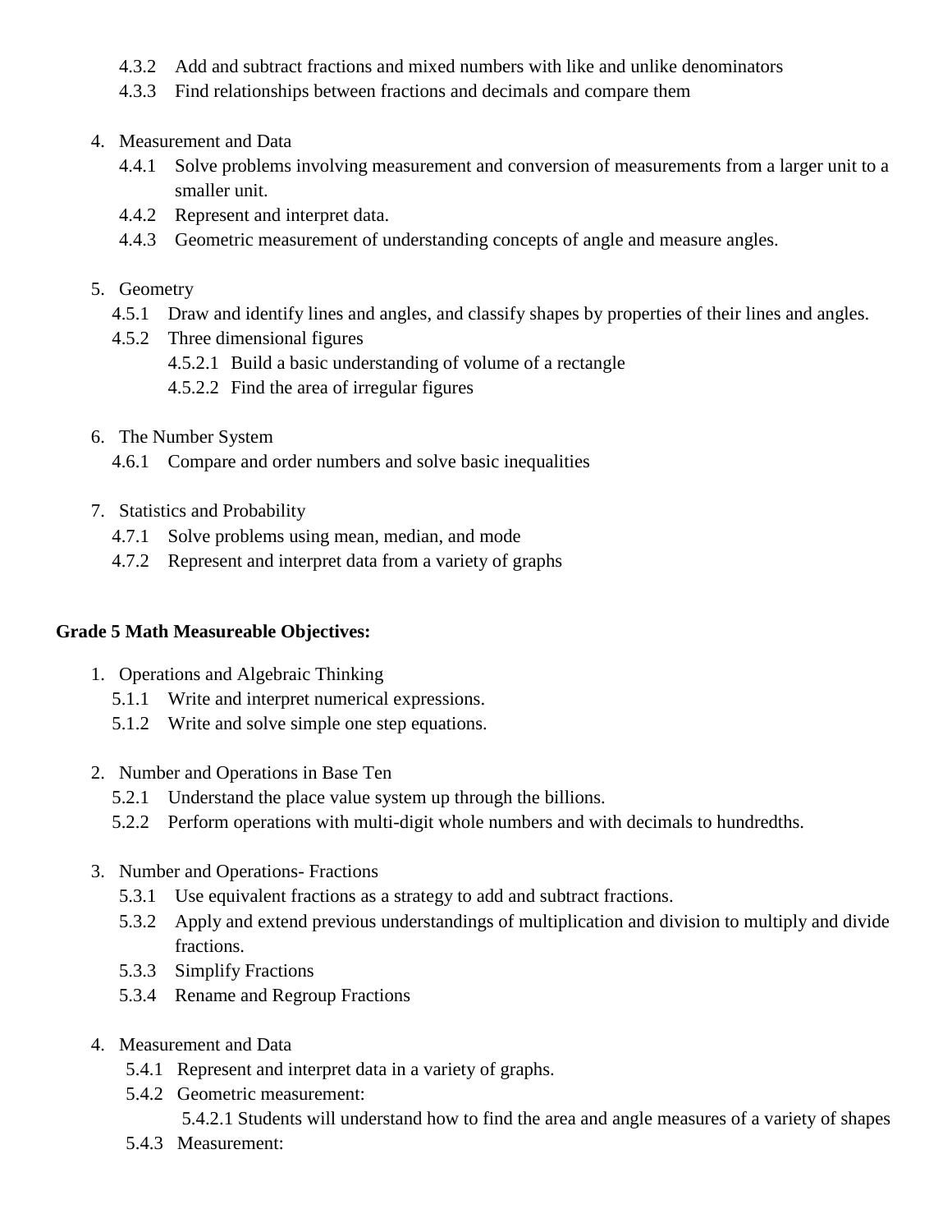- 4.3.2 Add and subtract fractions and mixed numbers with like and unlike denominators
- 4.3.3 Find relationships between fractions and decimals and compare them

4. Measurement and Data
   - 4.4.1 Solve problems involving measurement and conversion of measurements from a larger unit to a smaller unit.
   - 4.4.2 Represent and interpret data.
   - 4.4.3 Geometric measurement of understanding concepts of angle and measure angles.

5. Geometry
   - 4.5.1 Draw and identify lines and angles, and classify shapes by properties of their lines and angles.
   - 4.5.2 Three dimensional figures
     - 4.5.2.1 Build a basic understanding of volume of a rectangle
     - 4.5.2.2 Find the area of irregular figures

6. The Number System
   - 4.6.1 Compare and order numbers and solve basic inequalities

7. Statistics and Probability
   - 4.7.1 Solve problems using mean, median, and mode
   - 4.7.2 Represent and interpret data from a variety of graphs

**Grade 5 Math Measureable Objectives:**

1. Operations and Algebraic Thinking
   - 5.1.1 Write and interpret numerical expressions.
   - 5.1.2 Write and solve simple one step equations.

2. Number and Operations in Base Ten
   - 5.2.1 Understand the place value system up through the billions.
   - 5.2.2 Perform operations with multi-digit whole numbers and with decimals to hundredths.

3. Number and Operations- Fractions
   - 5.3.1 Use equivalent fractions as a strategy to add and subtract fractions.
   - 5.3.2 Apply and extend previous understandings of multiplication and division to multiply and divide fractions.
   - 5.3.3 Simplify Fractions
   - 5.3.4 Rename and Regroup Fractions

4. Measurement and Data
   - 5.4.1 Represent and interpret data in a variety of graphs.
   - 5.4.2 Geometric measurement:
     - 5.4.2.1 Students will understand how to find the area and angle measures of a variety of shapes
   - 5.4.3 Measurement: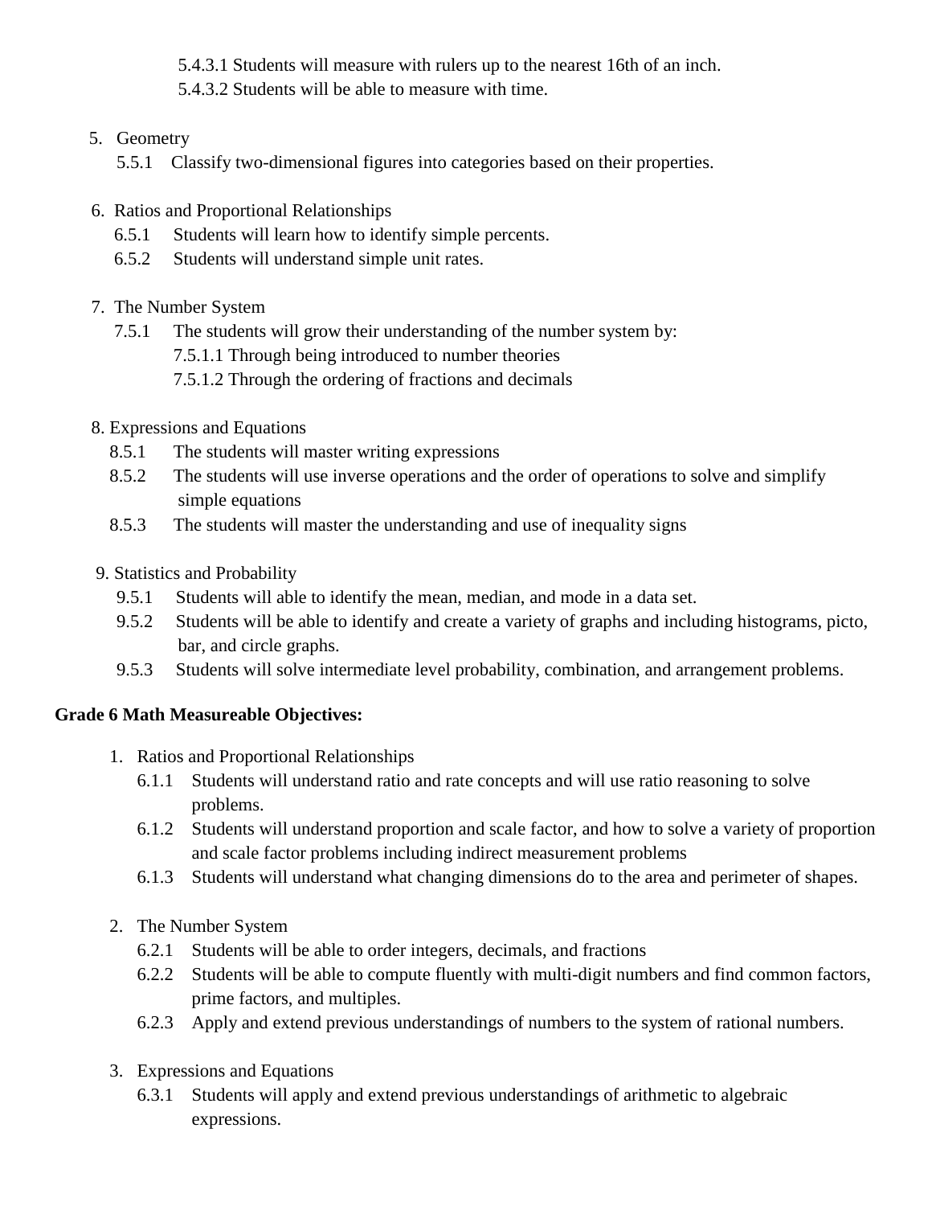5.4.3.1 Students will measure with rulers up to the nearest 16th of an inch.
5.4.3.2 Students will be able to measure with time.

5. Geometry
   - 5.5.1 Classify two-dimensional figures into categories based on their properties.

6. Ratios and Proportional Relationships
   - 6.5.1 Students will learn how to identify simple percents.
   - 6.5.2 Students will understand simple unit rates.

7. The Number System
   - 7.5.1 The students will grow their understanding of the number system by:
     - 7.5.1.1 Through being introduced to number theories
     - 7.5.1.2 Through the ordering of fractions and decimals

8. Expressions and Equations
   - 8.5.1 The students will master writing expressions
   - 8.5.2 The students will use inverse operations and the order of operations to solve and simplify simple equations
   - 8.5.3 The students will master the understanding and use of inequality signs

9. Statistics and Probability
   - 9.5.1 Students will able to identify the mean, median, and mode in a data set.
   - 9.5.2 Students will be able to identify and create a variety of graphs and including histograms, picto, bar, and circle graphs.
   - 9.5.3 Students will solve intermediate level probability, combination, and arrangement problems.

**Grade 6 Math Measureable Objectives:**

1. Ratios and Proportional Relationships
   - 6.1.1 Students will understand ratio and rate concepts and will use ratio reasoning to solve problems.
   - 6.1.2 Students will understand proportion and scale factor, and how to solve a variety of proportion and scale factor problems including indirect measurement problems
   - 6.1.3 Students will understand what changing dimensions do to the area and perimeter of shapes.

2. The Number System
   - 6.2.1 Students will be able to order integers, decimals, and fractions
   - 6.2.2 Students will be able to compute fluently with multi-digit numbers and find common factors, prime factors, and multiples.
   - 6.2.3 Apply and extend previous understandings of numbers to the system of rational numbers.

3. Expressions and Equations
   - 6.3.1 Students will apply and extend previous understandings of arithmetic to algebraic expressions.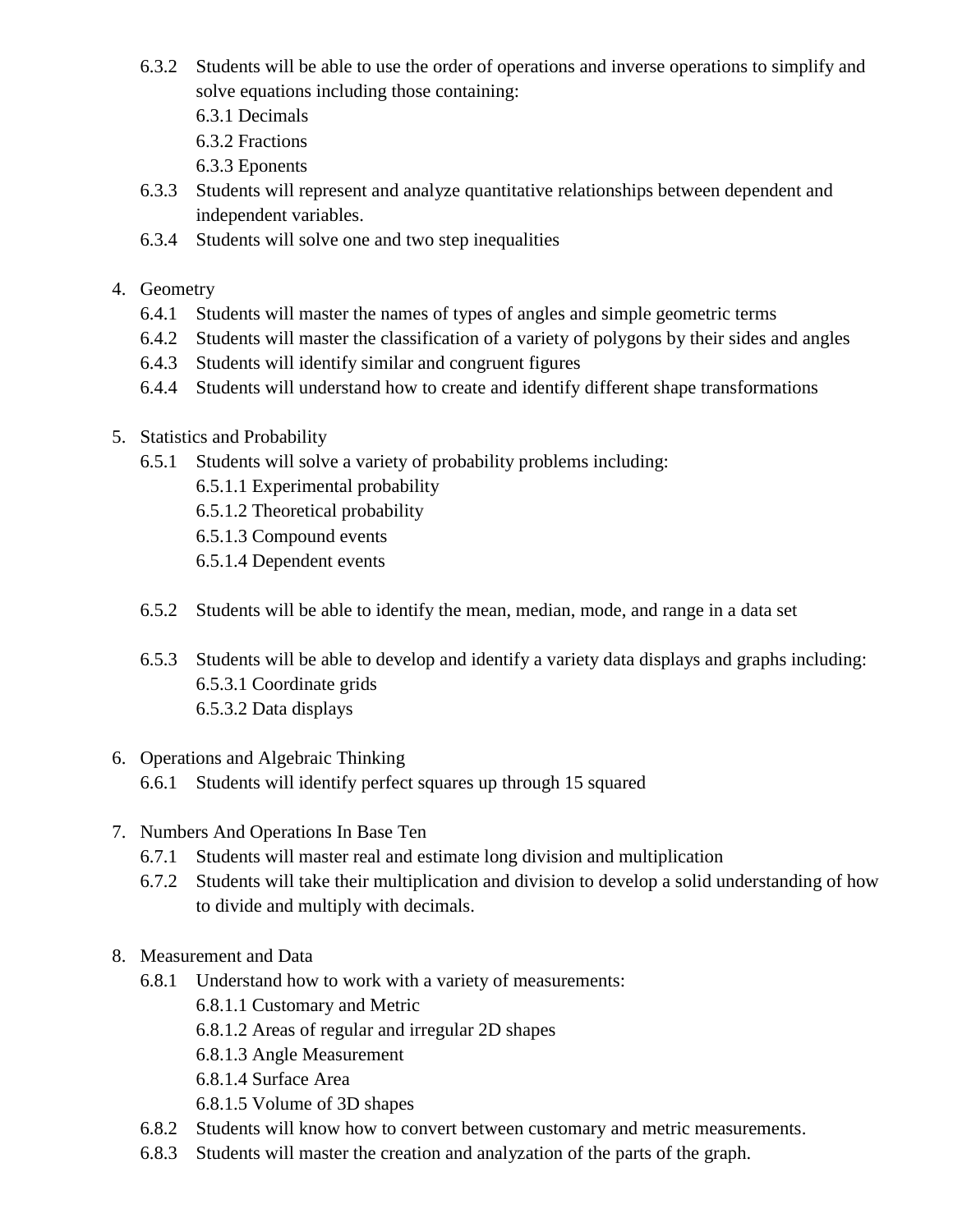- 6.3.2 Students will be able to use the order of operations and inverse operations to simplify and solve equations including those containing:
  - 6.3.1 Decimals
  - 6.3.2 Fractions
  - 6.3.3 Eponents
- 6.3.3 Students will represent and analyze quantitative relationships between dependent and independent variables.
- 6.3.4 Students will solve one and two step inequalities

4. Geometry
   - 6.4.1 Students will master the names of types of angles and simple geometric terms
   - 6.4.2 Students will master the classification of a variety of polygons by their sides and angles
   - 6.4.3 Students will identify similar and congruent figures
   - 6.4.4 Students will understand how to create and identify different shape transformations

5. Statistics and Probability
   - 6.5.1 Students will solve a variety of probability problems including:
     - 6.5.1.1 Experimental probability
     - 6.5.1.2 Theoretical probability
     - 6.5.1.3 Compound events
     - 6.5.1.4 Dependent events

   - 6.5.2 Students will be able to identify the mean, median, mode, and range in a data set

   - 6.5.3 Students will be able to develop and identify a variety data displays and graphs including:
     - 6.5.3.1 Coordinate grids
     - 6.5.3.2 Data displays

6. Operations and Algebraic Thinking
   - 6.6.1 Students will identify perfect squares up through 15 squared

7. Numbers And Operations In Base Ten
   - 6.7.1 Students will master real and estimate long division and multiplication
   - 6.7.2 Students will take their multiplication and division to develop a solid understanding of how to divide and multiply with decimals.

8. Measurement and Data
   - 6.8.1 Understand how to work with a variety of measurements:
     - 6.8.1.1 Customary and Metric
     - 6.8.1.2 Areas of regular and irregular 2D shapes
     - 6.8.1.3 Angle Measurement
     - 6.8.1.4 Surface Area
     - 6.8.1.5 Volume of 3D shapes
   - 6.8.2 Students will know how to convert between customary and metric measurements.
   - 6.8.3 Students will master the creation and analyzation of the parts of the graph.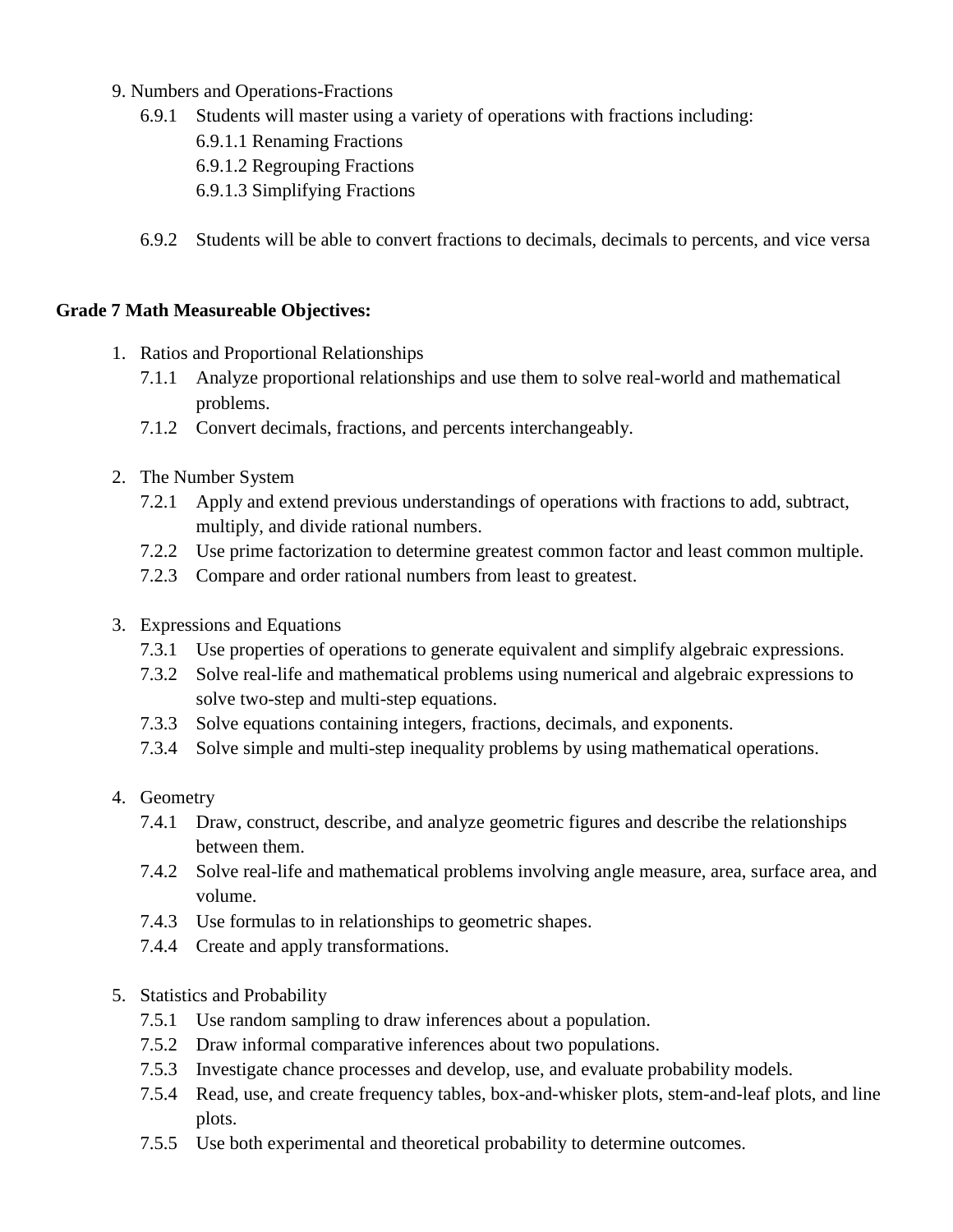9. Numbers and Operations-Fractions
    - 6.9.1 Students will master using a variety of operations with fractions including:
        - 6.9.1.1 Renaming Fractions
        - 6.9.1.2 Regrouping Fractions
        - 6.9.1.3 Simplifying Fractions
    - 6.9.2 Students will be able to convert fractions to decimals, decimals to percents, and vice versa

**Grade 7 Math Measureable Objectives:**

1. Ratios and Proportional Relationships
    - 7.1.1 Analyze proportional relationships and use them to solve real-world and mathematical problems.
    - 7.1.2 Convert decimals, fractions, and percents interchangeably.
2. The Number System
    - 7.2.1 Apply and extend previous understandings of operations with fractions to add, subtract, multiply, and divide rational numbers.
    - 7.2.2 Use prime factorization to determine greatest common factor and least common multiple.
    - 7.2.3 Compare and order rational numbers from least to greatest.
3. Expressions and Equations
    - 7.3.1 Use properties of operations to generate equivalent and simplify algebraic expressions.
    - 7.3.2 Solve real-life and mathematical problems using numerical and algebraic expressions to solve two-step and multi-step equations.
    - 7.3.3 Solve equations containing integers, fractions, decimals, and exponents.
    - 7.3.4 Solve simple and multi-step inequality problems by using mathematical operations.
4. Geometry
    - 7.4.1 Draw, construct, describe, and analyze geometric figures and describe the relationships between them.
    - 7.4.2 Solve real-life and mathematical problems involving angle measure, area, surface area, and volume.
    - 7.4.3 Use formulas to in relationships to geometric shapes.
    - 7.4.4 Create and apply transformations.
5. Statistics and Probability
    - 7.5.1 Use random sampling to draw inferences about a population.
    - 7.5.2 Draw informal comparative inferences about two populations.
    - 7.5.3 Investigate chance processes and develop, use, and evaluate probability models.
    - 7.5.4 Read, use, and create frequency tables, box-and-whisker plots, stem-and-leaf plots, and line plots.
    - 7.5.5 Use both experimental and theoretical probability to determine outcomes.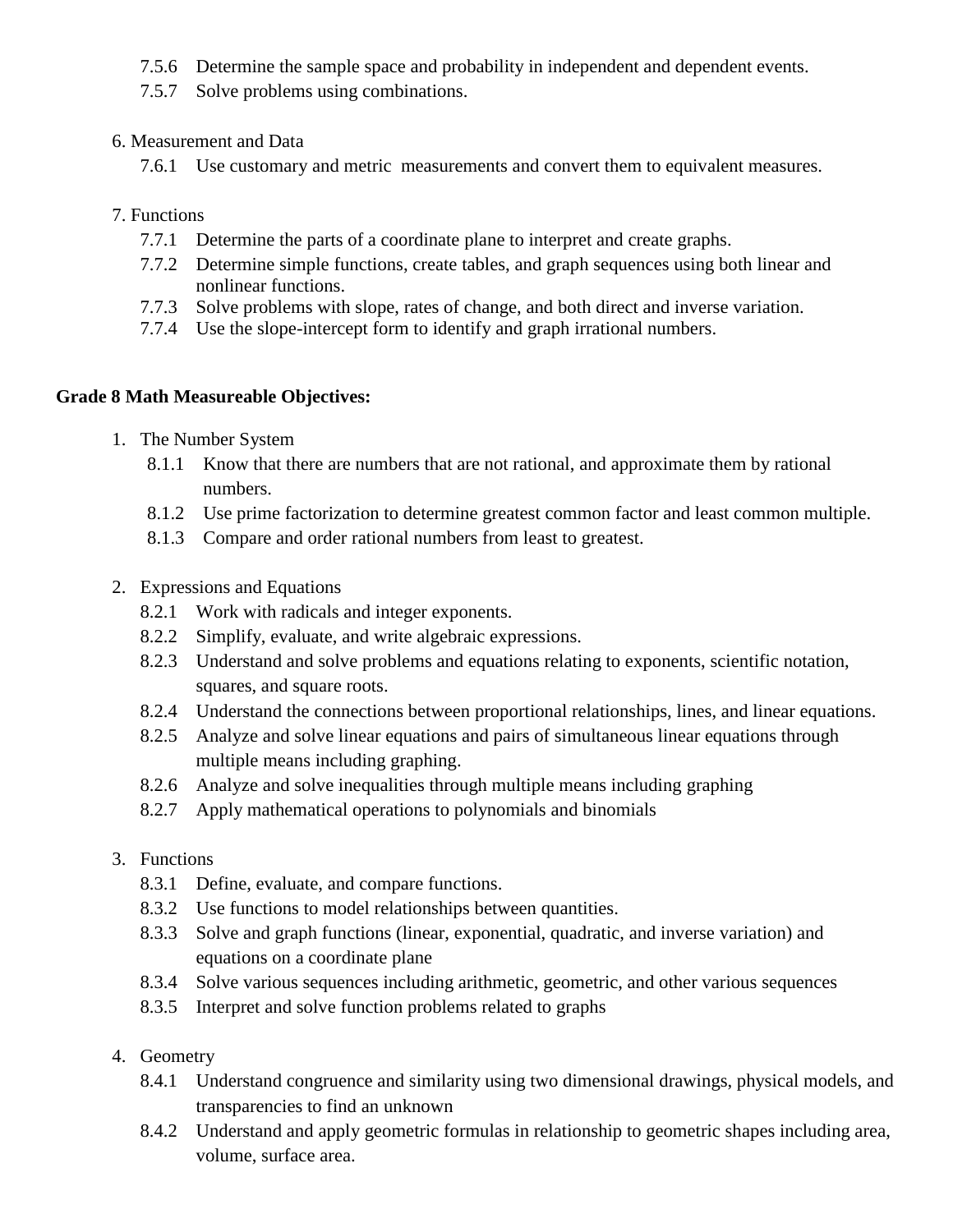- 7.5.6 Determine the sample space and probability in independent and dependent events.
- 7.5.7 Solve problems using combinations.

6. Measurement and Data
   - 7.6.1 Use customary and metric measurements and convert them to equivalent measures.

7. Functions
   - 7.7.1 Determine the parts of a coordinate plane to interpret and create graphs.
   - 7.7.2 Determine simple functions, create tables, and graph sequences using both linear and nonlinear functions.
   - 7.7.3 Solve problems with slope, rates of change, and both direct and inverse variation.
   - 7.7.4 Use the slope-intercept form to identify and graph irrational numbers.

**Grade 8 Math Measureable Objectives:**

1. The Number System
   - 8.1.1 Know that there are numbers that are not rational, and approximate them by rational numbers.
   - 8.1.2 Use prime factorization to determine greatest common factor and least common multiple.
   - 8.1.3 Compare and order rational numbers from least to greatest.

2. Expressions and Equations
   - 8.2.1 Work with radicals and integer exponents.
   - 8.2.2 Simplify, evaluate, and write algebraic expressions.
   - 8.2.3 Understand and solve problems and equations relating to exponents, scientific notation, squares, and square roots.
   - 8.2.4 Understand the connections between proportional relationships, lines, and linear equations.
   - 8.2.5 Analyze and solve linear equations and pairs of simultaneous linear equations through multiple means including graphing.
   - 8.2.6 Analyze and solve inequalities through multiple means including graphing
   - 8.2.7 Apply mathematical operations to polynomials and binomials

3. Functions
   - 8.3.1 Define, evaluate, and compare functions.
   - 8.3.2 Use functions to model relationships between quantities.
   - 8.3.3 Solve and graph functions (linear, exponential, quadratic, and inverse variation) and equations on a coordinate plane
   - 8.3.4 Solve various sequences including arithmetic, geometric, and other various sequences
   - 8.3.5 Interpret and solve function problems related to graphs

4. Geometry
   - 8.4.1 Understand congruence and similarity using two dimensional drawings, physical models, and transparencies to find an unknown
   - 8.4.2 Understand and apply geometric formulas in relationship to geometric shapes including area, volume, surface area.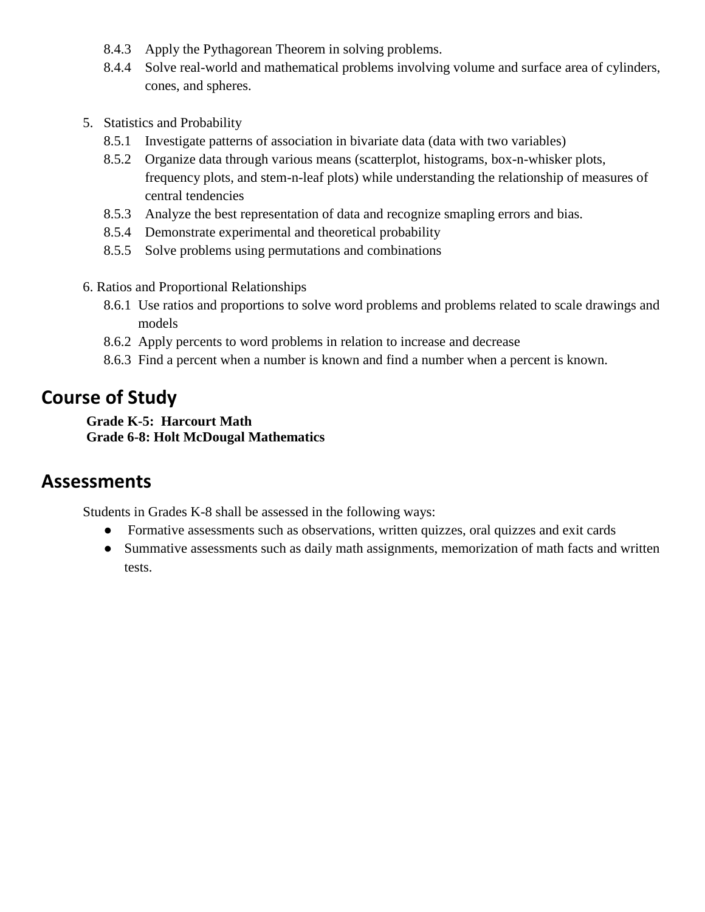- 8.4.3 Apply the Pythagorean Theorem in solving problems.
- 8.4.4 Solve real-world and mathematical problems involving volume and surface area of cylinders, cones, and spheres.

5. Statistics and Probability
   - 8.5.1 Investigate patterns of association in bivariate data (data with two variables)
   - 8.5.2 Organize data through various means (scatterplot, histograms, box-n-whisker plots, frequency plots, and stem-n-leaf plots) while understanding the relationship of measures of central tendencies
   - 8.5.3 Analyze the best representation of data and recognize smapling errors and bias.
   - 8.5.4 Demonstrate experimental and theoretical probability
   - 8.5.5 Solve problems using permutations and combinations

6. Ratios and Proportional Relationships
   - 8.6.1 Use ratios and proportions to solve word problems and problems related to scale drawings and models
   - 8.6.2 Apply percents to word problems in relation to increase and decrease
   - 8.6.3 Find a percent when a number is known and find a number when a percent is known.

## Course of Study

**Grade K-5: Harcourt Math**
**Grade 6-8: Holt McDougal Mathematics**

## Assessments

Students in Grades K-8 shall be assessed in the following ways:

- Formative assessments such as observations, written quizzes, oral quizzes and exit cards
- Summative assessments such as daily math assignments, memorization of math facts and written tests.